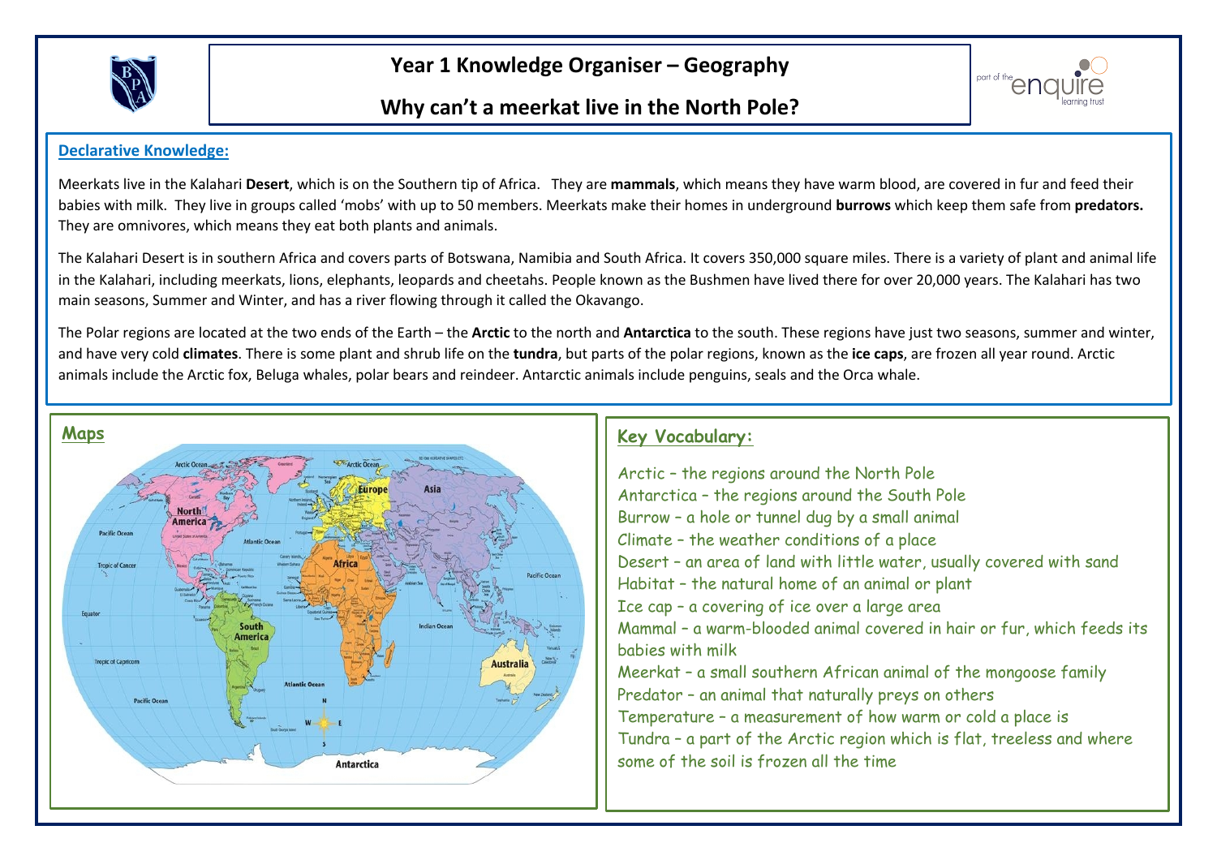# Year 1 Knowledge Organiser – Geography

## Why can't a meerkat live in the North Pole?

### Declarative Knowledge:

Meerkats live in the Kalahari **Desert**, which is on the Southern tip of Africa. They are **mammals**, which means they have warm blood, are covered in fur and feed their babies with milk. They live in groups called 'mobs' with up to 50 members. Meerkats make their homes in underground **burrows** which keep them safe from **predators.** They are omnivores, which means they eat both plants and animals.

The Kalahari Desert is in southern Africa and covers parts of Botswana, Namibia and South Africa. It covers 350,000 square miles. There is a variety of plant and animal life in the Kalahari, including meerkats, lions, elephants, leopards and cheetahs. People known as the Bushmen have lived there for over 20,000 years. The Kalahari has two main seasons, Summer and Winter, and has a river flowing through it called the Okavango.

The Polar regions are located at the two ends of the Earth – the **Arctic** to the north and **Antarctica** to the south. These regions have just two seasons, summer and winter, and have very cold **climates**. There is some plant and shrub life on the **tundra**, but parts of the polar regions, known as the **ice caps**, are frozen all year round. Arctic animals include the Arctic fox, Beluga whales, polar bears and reindeer. Antarctic animals include penguins, seals and the Orca whale.

### Maps

### Key Vocabulary:

Arctic – the regions around the North Pole
Antarctica – the regions around the South Pole
Burrow – a hole or tunnel dug by a small animal
Climate – the weather conditions of a place
Desert – an area of land with little water, usually covered with sand
Habitat – the natural home of an animal or plant
Ice cap – a covering of ice over a large area
Mammal – a warm-blooded animal covered in hair or fur, which feeds its babies with milk
Meerkat – a small southern African animal of the mongoose family
Predator – an animal that naturally preys on others
Temperature – a measurement of how warm or cold a place is
Tundra – a part of the Arctic region which is flat, treeless and where some of the soil is frozen all the time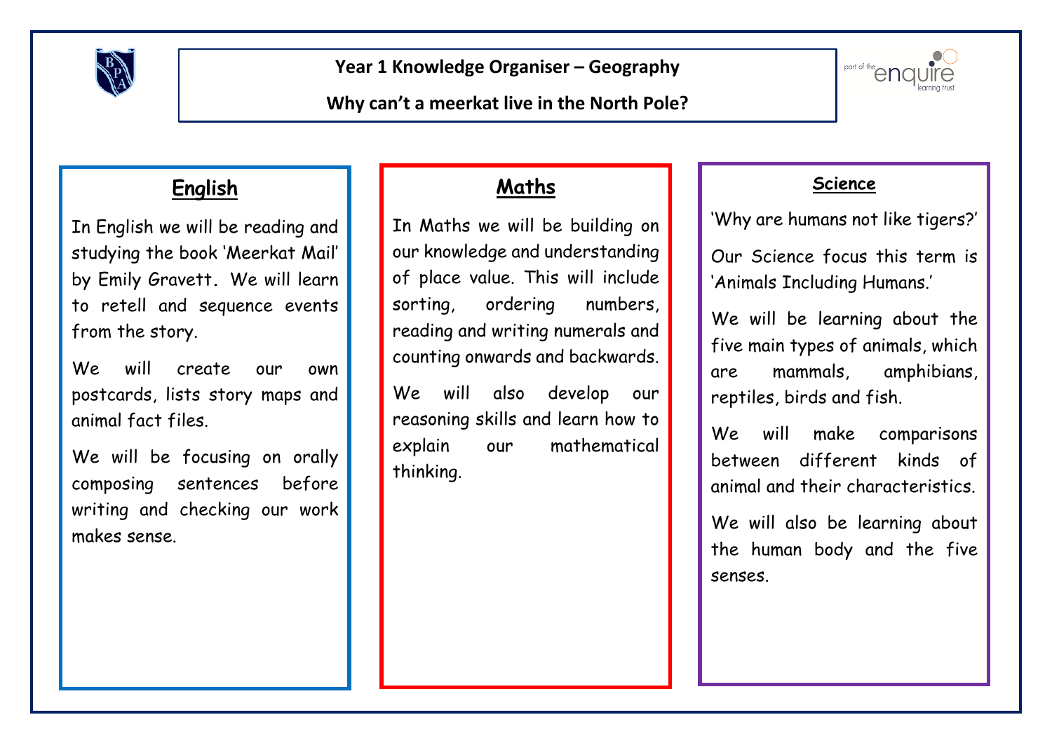# Year 1 Knowledge Organiser – Geography

## Why can't a meerkat live in the North Pole?

## English

In English we will be reading and studying the book 'Meerkat Mail' by Emily Gravett. We will learn to retell and sequence events from the story.

We will create our own postcards, lists story maps and animal fact files.

We will be focusing on orally composing sentences before writing and checking our work makes sense.

## Maths

In Maths we will be building on our knowledge and understanding of place value. This will include sorting, ordering numbers, reading and writing numerals and counting onwards and backwards.

We will also develop our reasoning skills and learn how to explain our mathematical thinking.

## Science

'Why are humans not like tigers?'

Our Science focus this term is 'Animals Including Humans.'

We will be learning about the five main types of animals, which are mammals, amphibians, reptiles, birds and fish.

We will make comparisons between different kinds of animal and their characteristics.

We will also be learning about the human body and the five senses.